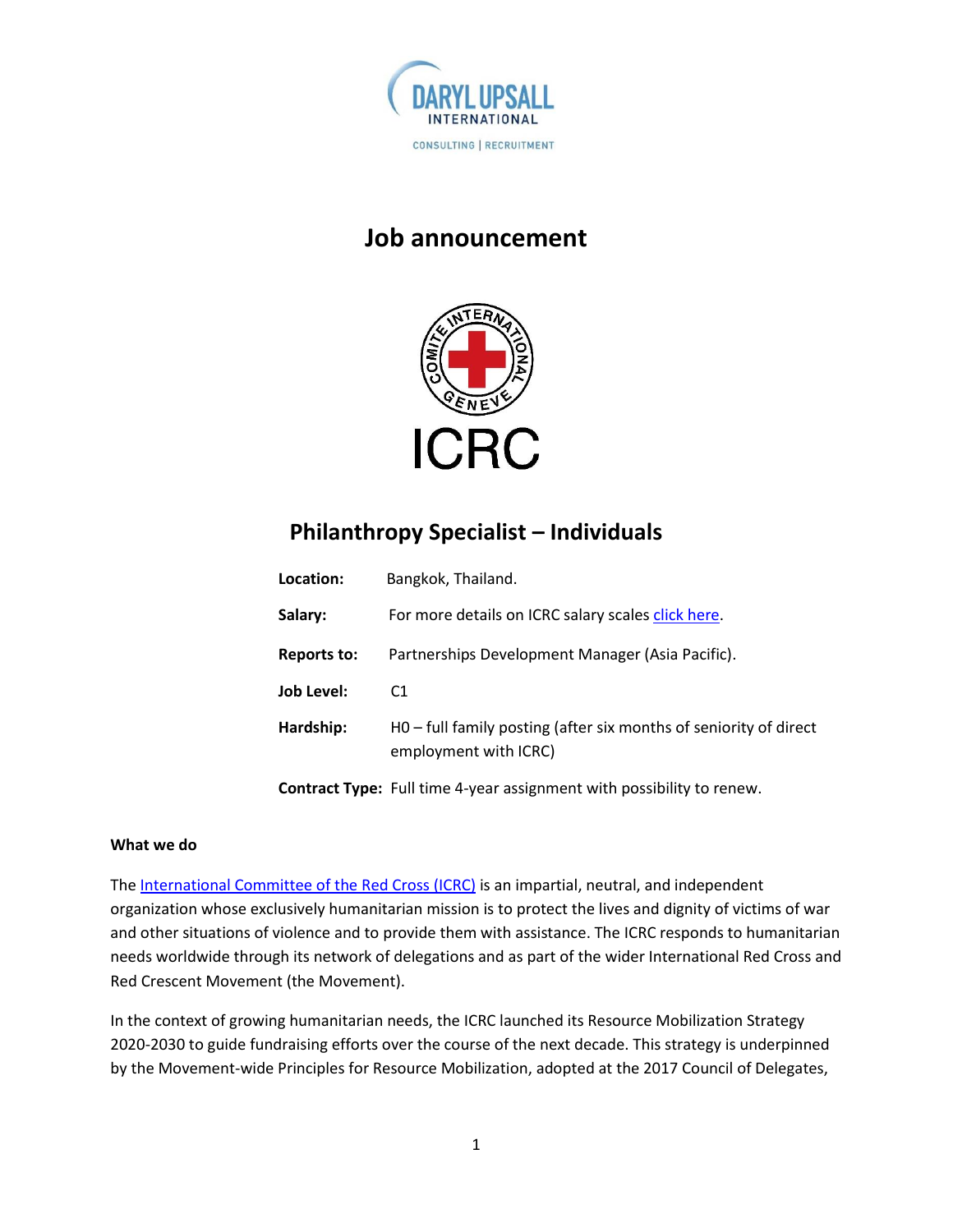# Job announcement

## Philanthropy Specialist – Individuals

| | |
|---|---|
| **Location:** | Bangkok, Thailand. |
| **Salary:** | For more details on ICRC salary scales click here. |
| **Reports to:** | Partnerships Development Manager (Asia Pacific). |
| **Job Level:** | C1 |
| **Hardship:** | H0 – full family posting (after six months of seniority of direct employment with ICRC) |
| **Contract Type:** | Full time 4-year assignment with possibility to renew. |

**What we do**

The International Committee of the Red Cross (ICRC) is an impartial, neutral, and independent organization whose exclusively humanitarian mission is to protect the lives and dignity of victims of war and other situations of violence and to provide them with assistance. The ICRC responds to humanitarian needs worldwide through its network of delegations and as part of the wider International Red Cross and Red Crescent Movement (the Movement).

In the context of growing humanitarian needs, the ICRC launched its Resource Mobilization Strategy 2020-2030 to guide fundraising efforts over the course of the next decade. This strategy is underpinned by the Movement-wide Principles for Resource Mobilization, adopted at the 2017 Council of Delegates,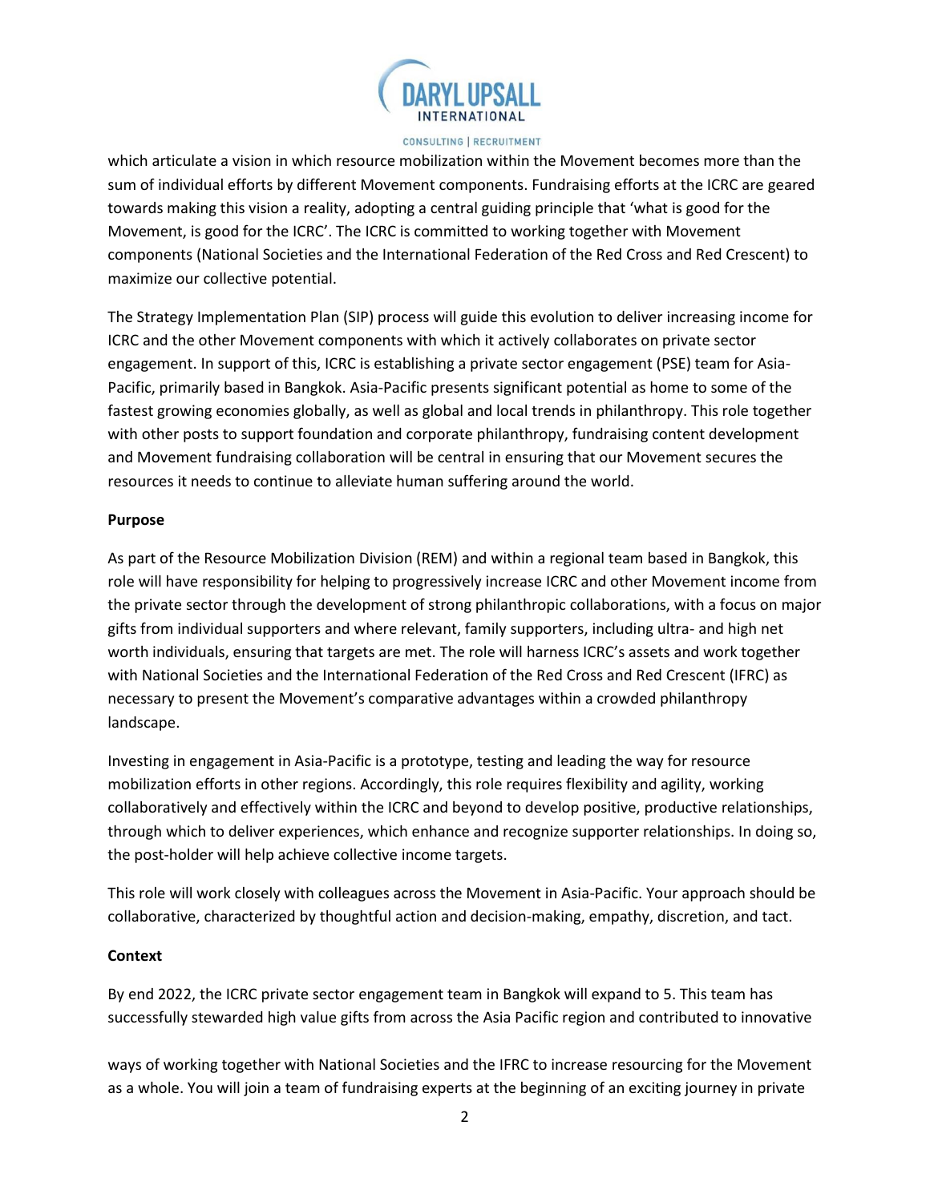which articulate a vision in which resource mobilization within the Movement becomes more than the sum of individual efforts by different Movement components. Fundraising efforts at the ICRC are geared towards making this vision a reality, adopting a central guiding principle that 'what is good for the Movement, is good for the ICRC'. The ICRC is committed to working together with Movement components (National Societies and the International Federation of the Red Cross and Red Crescent) to maximize our collective potential.

The Strategy Implementation Plan (SIP) process will guide this evolution to deliver increasing income for ICRC and the other Movement components with which it actively collaborates on private sector engagement. In support of this, ICRC is establishing a private sector engagement (PSE) team for Asia-Pacific, primarily based in Bangkok. Asia-Pacific presents significant potential as home to some of the fastest growing economies globally, as well as global and local trends in philanthropy. This role together with other posts to support foundation and corporate philanthropy, fundraising content development and Movement fundraising collaboration will be central in ensuring that our Movement secures the resources it needs to continue to alleviate human suffering around the world.

**Purpose**

As part of the Resource Mobilization Division (REM) and within a regional team based in Bangkok, this role will have responsibility for helping to progressively increase ICRC and other Movement income from the private sector through the development of strong philanthropic collaborations, with a focus on major gifts from individual supporters and where relevant, family supporters, including ultra- and high net worth individuals, ensuring that targets are met. The role will harness ICRC's assets and work together with National Societies and the International Federation of the Red Cross and Red Crescent (IFRC) as necessary to present the Movement's comparative advantages within a crowded philanthropy landscape.

Investing in engagement in Asia-Pacific is a prototype, testing and leading the way for resource mobilization efforts in other regions. Accordingly, this role requires flexibility and agility, working collaboratively and effectively within the ICRC and beyond to develop positive, productive relationships, through which to deliver experiences, which enhance and recognize supporter relationships. In doing so, the post-holder will help achieve collective income targets.

This role will work closely with colleagues across the Movement in Asia-Pacific. Your approach should be collaborative, characterized by thoughtful action and decision-making, empathy, discretion, and tact.

**Context**

By end 2022, the ICRC private sector engagement team in Bangkok will expand to 5. This team has successfully stewarded high value gifts from across the Asia Pacific region and contributed to innovative ways of working together with National Societies and the IFRC to increase resourcing for the Movement as a whole. You will join a team of fundraising experts at the beginning of an exciting journey in private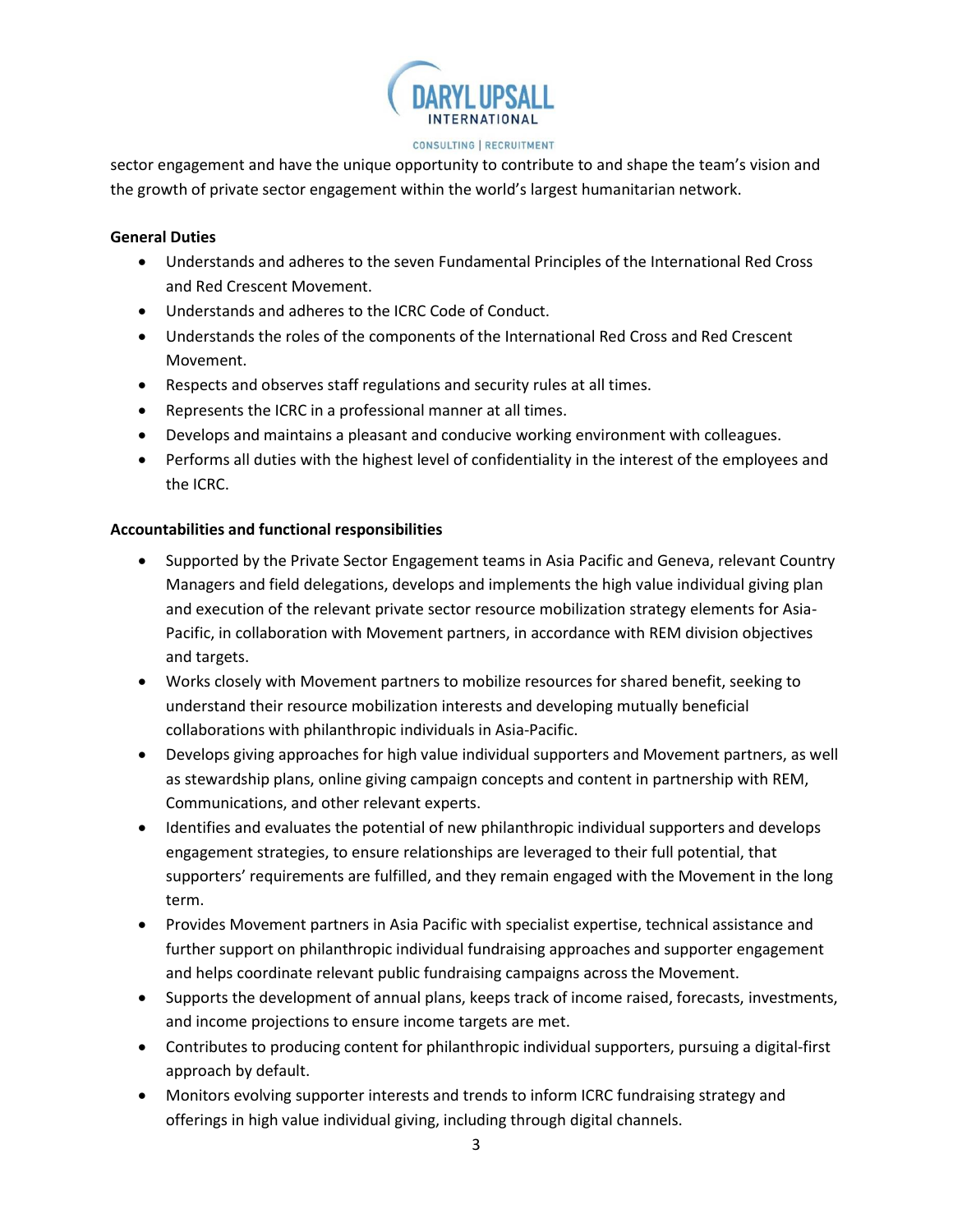sector engagement and have the unique opportunity to contribute to and shape the team's vision and the growth of private sector engagement within the world's largest humanitarian network.

**General Duties**

- Understands and adheres to the seven Fundamental Principles of the International Red Cross and Red Crescent Movement.
- Understands and adheres to the ICRC Code of Conduct.
- Understands the roles of the components of the International Red Cross and Red Crescent Movement.
- Respects and observes staff regulations and security rules at all times.
- Represents the ICRC in a professional manner at all times.
- Develops and maintains a pleasant and conducive working environment with colleagues.
- Performs all duties with the highest level of confidentiality in the interest of the employees and the ICRC.

**Accountabilities and functional responsibilities**

- Supported by the Private Sector Engagement teams in Asia Pacific and Geneva, relevant Country Managers and field delegations, develops and implements the high value individual giving plan and execution of the relevant private sector resource mobilization strategy elements for Asia-Pacific, in collaboration with Movement partners, in accordance with REM division objectives and targets.
- Works closely with Movement partners to mobilize resources for shared benefit, seeking to understand their resource mobilization interests and developing mutually beneficial collaborations with philanthropic individuals in Asia-Pacific.
- Develops giving approaches for high value individual supporters and Movement partners, as well as stewardship plans, online giving campaign concepts and content in partnership with REM, Communications, and other relevant experts.
- Identifies and evaluates the potential of new philanthropic individual supporters and develops engagement strategies, to ensure relationships are leveraged to their full potential, that supporters' requirements are fulfilled, and they remain engaged with the Movement in the long term.
- Provides Movement partners in Asia Pacific with specialist expertise, technical assistance and further support on philanthropic individual fundraising approaches and supporter engagement and helps coordinate relevant public fundraising campaigns across the Movement.
- Supports the development of annual plans, keeps track of income raised, forecasts, investments, and income projections to ensure income targets are met.
- Contributes to producing content for philanthropic individual supporters, pursuing a digital-first approach by default.
- Monitors evolving supporter interests and trends to inform ICRC fundraising strategy and offerings in high value individual giving, including through digital channels.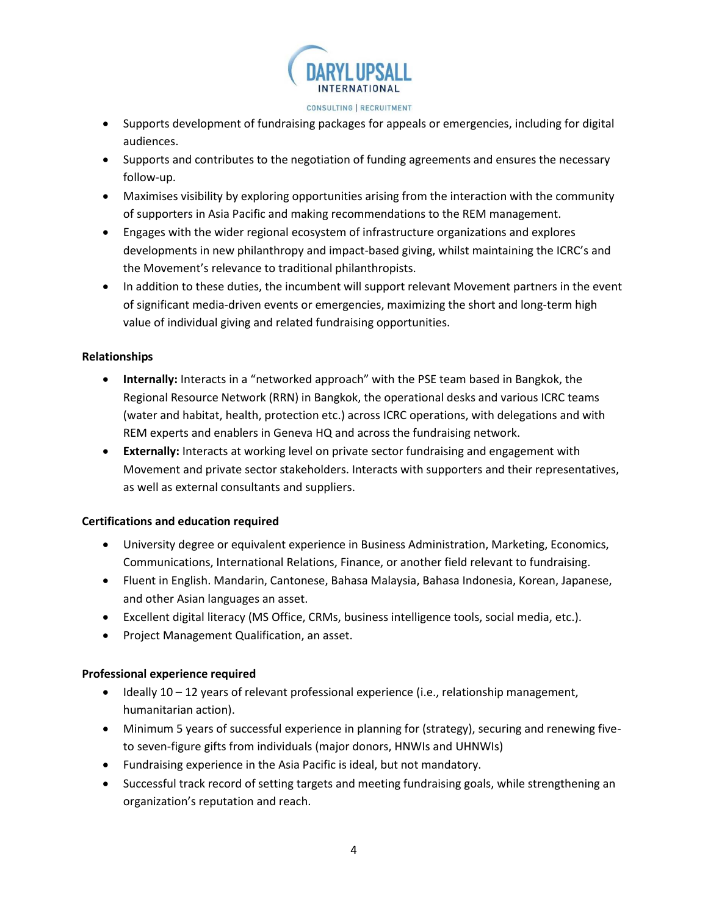- Supports development of fundraising packages for appeals or emergencies, including for digital audiences.
- Supports and contributes to the negotiation of funding agreements and ensures the necessary follow-up.
- Maximises visibility by exploring opportunities arising from the interaction with the community of supporters in Asia Pacific and making recommendations to the REM management.
- Engages with the wider regional ecosystem of infrastructure organizations and explores developments in new philanthropy and impact-based giving, whilst maintaining the ICRC's and the Movement's relevance to traditional philanthropists.
- In addition to these duties, the incumbent will support relevant Movement partners in the event of significant media-driven events or emergencies, maximizing the short and long-term high value of individual giving and related fundraising opportunities.

**Relationships**

- **Internally:** Interacts in a "networked approach" with the PSE team based in Bangkok, the Regional Resource Network (RRN) in Bangkok, the operational desks and various ICRC teams (water and habitat, health, protection etc.) across ICRC operations, with delegations and with REM experts and enablers in Geneva HQ and across the fundraising network.
- **Externally:** Interacts at working level on private sector fundraising and engagement with Movement and private sector stakeholders. Interacts with supporters and their representatives, as well as external consultants and suppliers.

**Certifications and education required**

- University degree or equivalent experience in Business Administration, Marketing, Economics, Communications, International Relations, Finance, or another field relevant to fundraising.
- Fluent in English. Mandarin, Cantonese, Bahasa Malaysia, Bahasa Indonesia, Korean, Japanese, and other Asian languages an asset.
- Excellent digital literacy (MS Office, CRMs, business intelligence tools, social media, etc.).
- Project Management Qualification, an asset.

**Professional experience required**

- Ideally 10 – 12 years of relevant professional experience (i.e., relationship management, humanitarian action).
- Minimum 5 years of successful experience in planning for (strategy), securing and renewing five- to seven-figure gifts from individuals (major donors, HNWIs and UHNWIs)
- Fundraising experience in the Asia Pacific is ideal, but not mandatory.
- Successful track record of setting targets and meeting fundraising goals, while strengthening an organization's reputation and reach.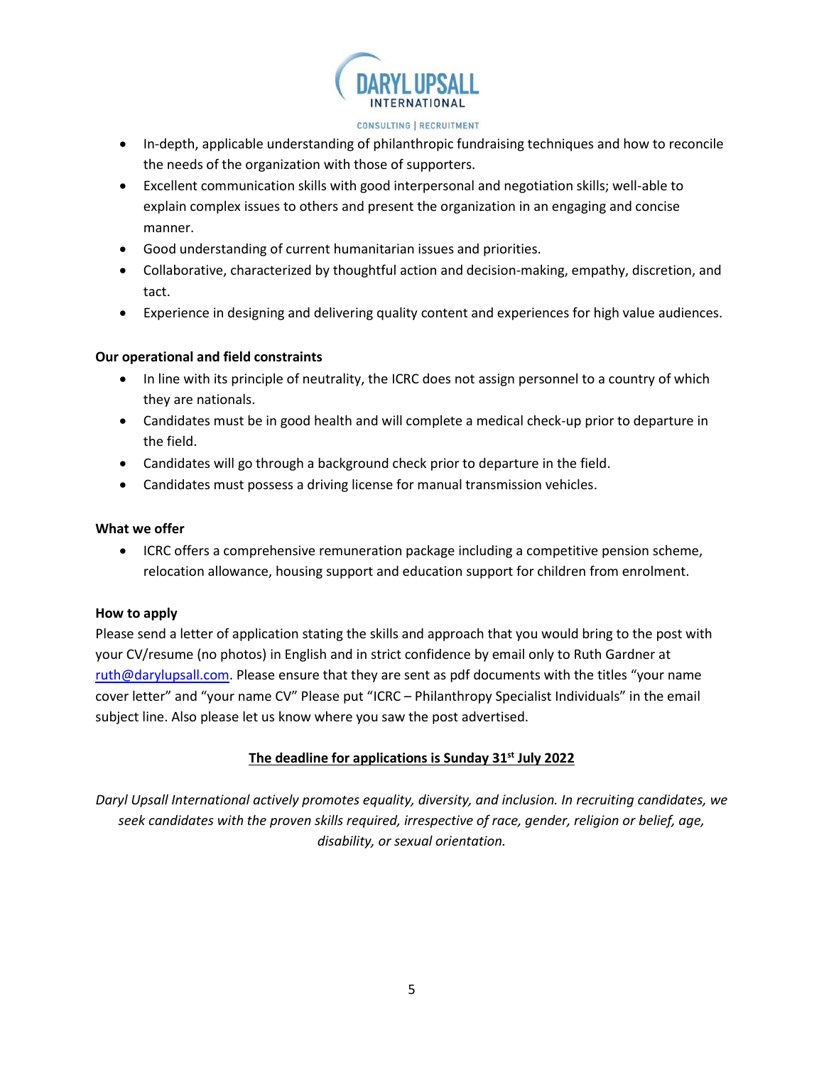- In-depth, applicable understanding of philanthropic fundraising techniques and how to reconcile the needs of the organization with those of supporters.
- Excellent communication skills with good interpersonal and negotiation skills; well-able to explain complex issues to others and present the organization in an engaging and concise manner.
- Good understanding of current humanitarian issues and priorities.
- Collaborative, characterized by thoughtful action and decision-making, empathy, discretion, and tact.
- Experience in designing and delivering quality content and experiences for high value audiences.

**Our operational and field constraints**

- In line with its principle of neutrality, the ICRC does not assign personnel to a country of which they are nationals.
- Candidates must be in good health and will complete a medical check-up prior to departure in the field.
- Candidates will go through a background check prior to departure in the field.
- Candidates must possess a driving license for manual transmission vehicles.

**What we offer**

- ICRC offers a comprehensive remuneration package including a competitive pension scheme, relocation allowance, housing support and education support for children from enrolment.

**How to apply**

Please send a letter of application stating the skills and approach that you would bring to the post with your CV/resume (no photos) in English and in strict confidence by email only to Ruth Gardner at ruth@darylupsall.com. Please ensure that they are sent as pdf documents with the titles "your name cover letter" and "your name CV" Please put "ICRC – Philanthropy Specialist Individuals" in the email subject line. Also please let us know where you saw the post advertised.

**The deadline for applications is Sunday 31st July 2022**

*Daryl Upsall International actively promotes equality, diversity, and inclusion. In recruiting candidates, we seek candidates with the proven skills required, irrespective of race, gender, religion or belief, age, disability, or sexual orientation.*